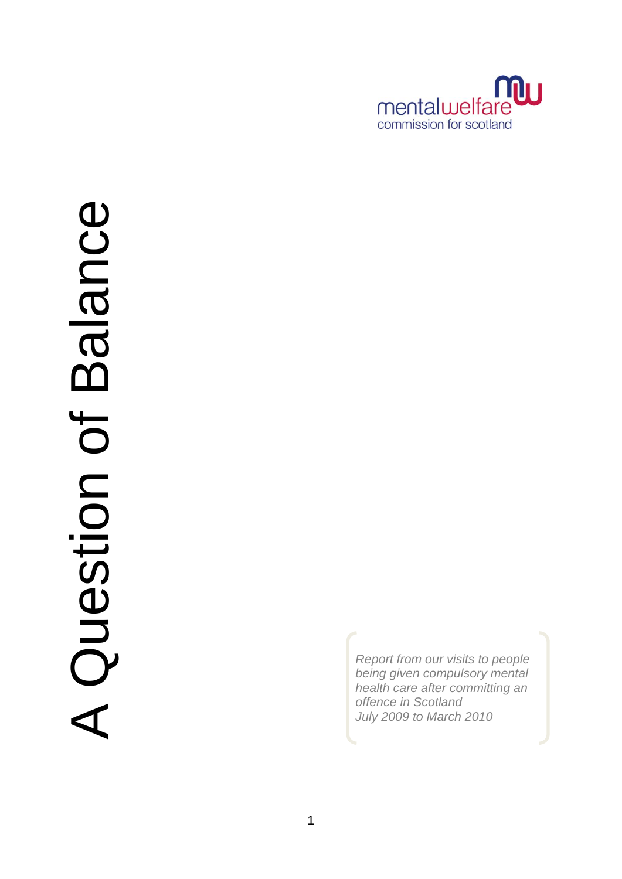mental welfare
commission for scotland

# A Question of Balance

*Report from our visits to people being given compulsory mental health care after committing an offence in Scotland*
*July 2009 to March 2010*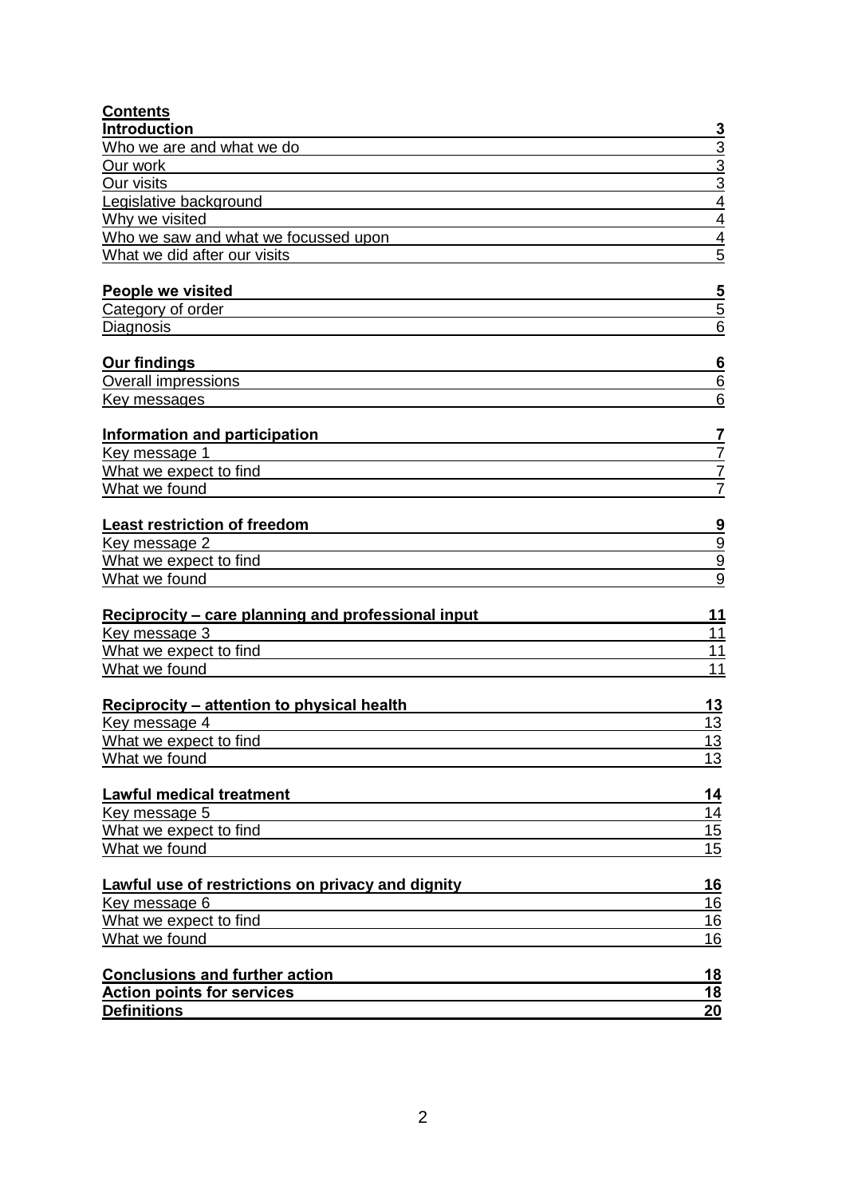**Contents**

| | |
|---|---|
| **Introduction** | **3** |
| Who we are and what we do | 3 |
| Our work | 3 |
| Our visits | 3 |
| Legislative background | 4 |
| Why we visited | 4 |
| Who we saw and what we focussed upon | 4 |
| What we did after our visits | 5 |
| **People we visited** | **5** |
| Category of order | 5 |
| Diagnosis | 6 |
| **Our findings** | **6** |
| Overall impressions | 6 |
| Key messages | 6 |
| **Information and participation** | **7** |
| Key message 1 | 7 |
| What we expect to find | 7 |
| What we found | 7 |
| **Least restriction of freedom** | **9** |
| Key message 2 | 9 |
| What we expect to find | 9 |
| What we found | 9 |
| **Reciprocity – care planning and professional input** | **11** |
| Key message 3 | 11 |
| What we expect to find | 11 |
| What we found | 11 |
| **Reciprocity – attention to physical health** | **13** |
| Key message 4 | 13 |
| What we expect to find | 13 |
| What we found | 13 |
| **Lawful medical treatment** | **14** |
| Key message 5 | 14 |
| What we expect to find | 15 |
| What we found | 15 |
| **Lawful use of restrictions on privacy and dignity** | **16** |
| Key message 6 | 16 |
| What we expect to find | 16 |
| What we found | 16 |
| **Conclusions and further action** | **18** |
| **Action points for services** | **18** |
| **Definitions** | **20** |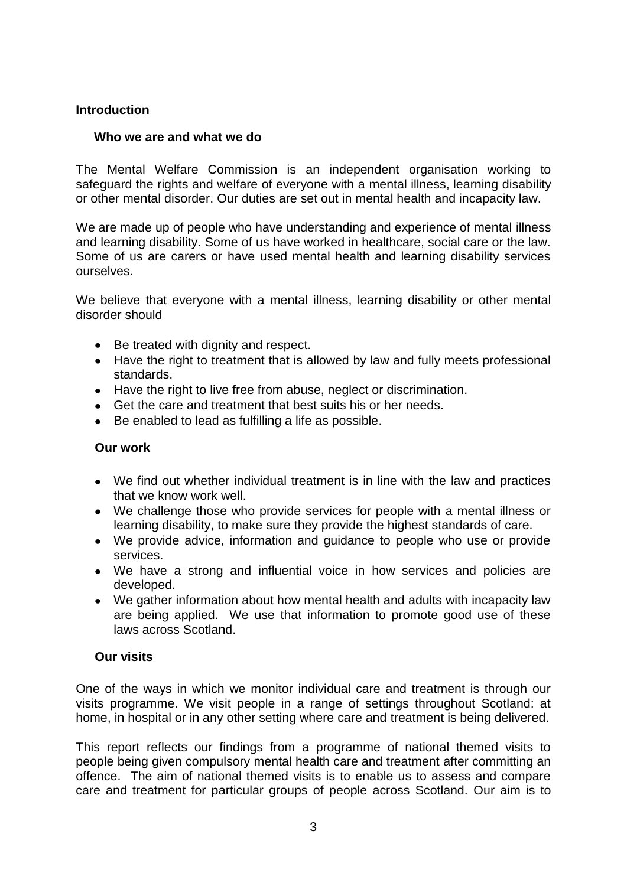## Introduction

### Who we are and what we do

The Mental Welfare Commission is an independent organisation working to safeguard the rights and welfare of everyone with a mental illness, learning disability or other mental disorder. Our duties are set out in mental health and incapacity law.

We are made up of people who have understanding and experience of mental illness and learning disability. Some of us have worked in healthcare, social care or the law. Some of us are carers or have used mental health and learning disability services ourselves.

We believe that everyone with a mental illness, learning disability or other mental disorder should

- Be treated with dignity and respect.
- Have the right to treatment that is allowed by law and fully meets professional standards.
- Have the right to live free from abuse, neglect or discrimination.
- Get the care and treatment that best suits his or her needs.
- Be enabled to lead as fulfilling a life as possible.

### Our work

- We find out whether individual treatment is in line with the law and practices that we know work well.
- We challenge those who provide services for people with a mental illness or learning disability, to make sure they provide the highest standards of care.
- We provide advice, information and guidance to people who use or provide services.
- We have a strong and influential voice in how services and policies are developed.
- We gather information about how mental health and adults with incapacity law are being applied. We use that information to promote good use of these laws across Scotland.

### Our visits

One of the ways in which we monitor individual care and treatment is through our visits programme. We visit people in a range of settings throughout Scotland: at home, in hospital or in any other setting where care and treatment is being delivered.

This report reflects our findings from a programme of national themed visits to people being given compulsory mental health care and treatment after committing an offence. The aim of national themed visits is to enable us to assess and compare care and treatment for particular groups of people across Scotland. Our aim is to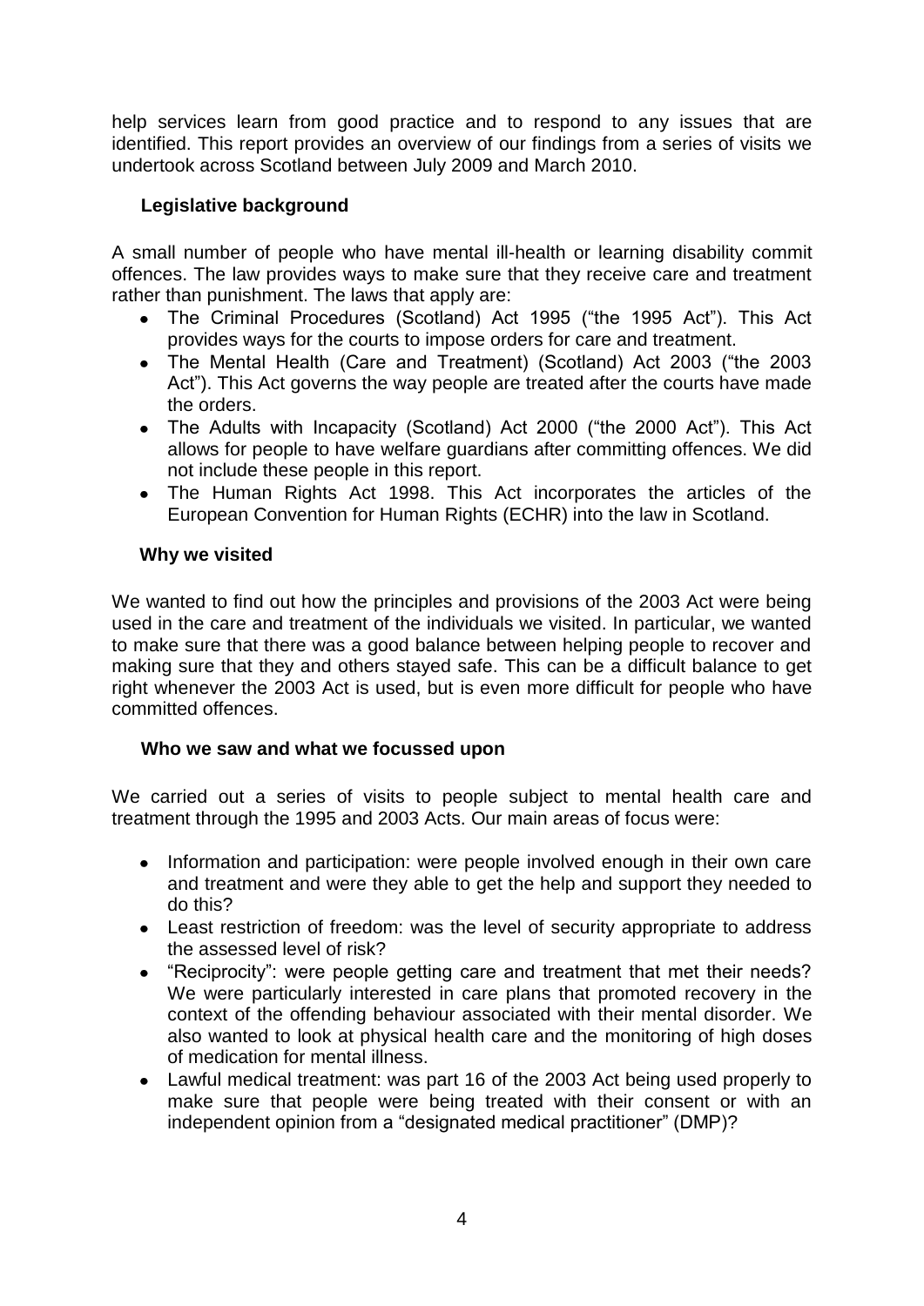help services learn from good practice and to respond to any issues that are identified. This report provides an overview of our findings from a series of visits we undertook across Scotland between July 2009 and March 2010.

### Legislative background

A small number of people who have mental ill-health or learning disability commit offences. The law provides ways to make sure that they receive care and treatment rather than punishment. The laws that apply are:

- The Criminal Procedures (Scotland) Act 1995 ("the 1995 Act"). This Act provides ways for the courts to impose orders for care and treatment.
- The Mental Health (Care and Treatment) (Scotland) Act 2003 ("the 2003 Act"). This Act governs the way people are treated after the courts have made the orders.
- The Adults with Incapacity (Scotland) Act 2000 ("the 2000 Act"). This Act allows for people to have welfare guardians after committing offences. We did not include these people in this report.
- The Human Rights Act 1998. This Act incorporates the articles of the European Convention for Human Rights (ECHR) into the law in Scotland.

### Why we visited

We wanted to find out how the principles and provisions of the 2003 Act were being used in the care and treatment of the individuals we visited. In particular, we wanted to make sure that there was a good balance between helping people to recover and making sure that they and others stayed safe. This can be a difficult balance to get right whenever the 2003 Act is used, but is even more difficult for people who have committed offences.

### Who we saw and what we focussed upon

We carried out a series of visits to people subject to mental health care and treatment through the 1995 and 2003 Acts. Our main areas of focus were:

- Information and participation: were people involved enough in their own care and treatment and were they able to get the help and support they needed to do this?
- Least restriction of freedom: was the level of security appropriate to address the assessed level of risk?
- "Reciprocity": were people getting care and treatment that met their needs? We were particularly interested in care plans that promoted recovery in the context of the offending behaviour associated with their mental disorder. We also wanted to look at physical health care and the monitoring of high doses of medication for mental illness.
- Lawful medical treatment: was part 16 of the 2003 Act being used properly to make sure that people were being treated with their consent or with an independent opinion from a "designated medical practitioner" (DMP)?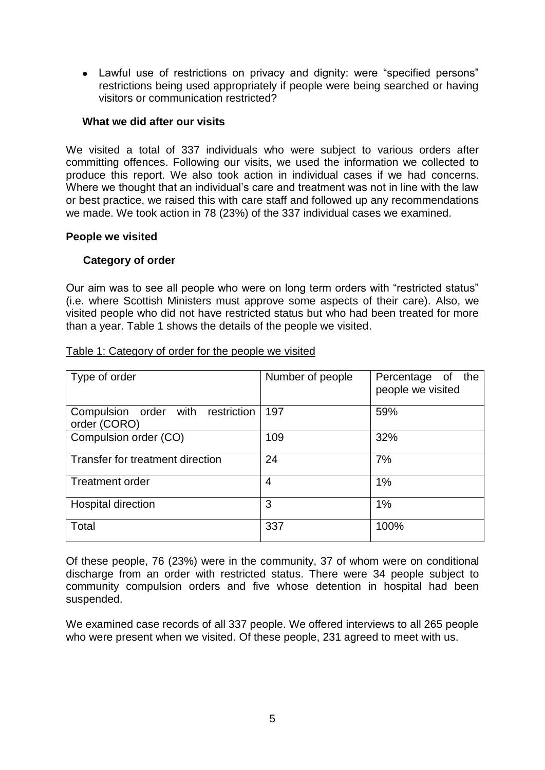- Lawful use of restrictions on privacy and dignity: were "specified persons" restrictions being used appropriately if people were being searched or having visitors or communication restricted?

### What we did after our visits

We visited a total of 337 individuals who were subject to various orders after committing offences. Following our visits, we used the information we collected to produce this report. We also took action in individual cases if we had concerns. Where we thought that an individual's care and treatment was not in line with the law or best practice, we raised this with care staff and followed up any recommendations we made. We took action in 78 (23%) of the 337 individual cases we examined.

## People we visited

### Category of order

Our aim was to see all people who were on long term orders with "restricted status" (i.e. where Scottish Ministers must approve some aspects of their care). Also, we visited people who did not have restricted status but who had been treated for more than a year. Table 1 shows the details of the people we visited.

Table 1: Category of order for the people we visited

| Type of order | Number of people | Percentage of the people we visited |
|---|---|---|
| Compulsion order with restriction order (CORO) | 197 | 59% |
| Compulsion order (CO) | 109 | 32% |
| Transfer for treatment direction | 24 | 7% |
| Treatment order | 4 | 1% |
| Hospital direction | 3 | 1% |
| Total | 337 | 100% |

Of these people, 76 (23%) were in the community, 37 of whom were on conditional discharge from an order with restricted status. There were 34 people subject to community compulsion orders and five whose detention in hospital had been suspended.

We examined case records of all 337 people. We offered interviews to all 265 people who were present when we visited. Of these people, 231 agreed to meet with us.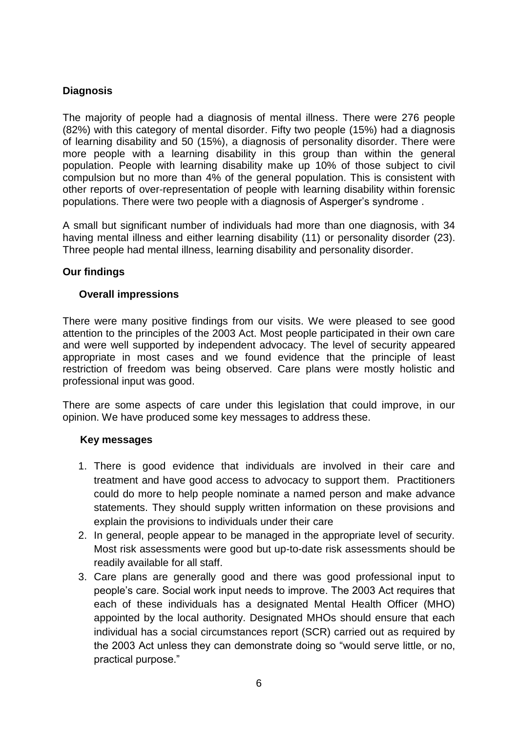## Diagnosis

The majority of people had a diagnosis of mental illness. There were 276 people (82%) with this category of mental disorder. Fifty two people (15%) had a diagnosis of learning disability and 50 (15%), a diagnosis of personality disorder. There were more people with a learning disability in this group than within the general population. People with learning disability make up 10% of those subject to civil compulsion but no more than 4% of the general population. This is consistent with other reports of over-representation of people with learning disability within forensic populations. There were two people with a diagnosis of Asperger's syndrome .

A small but significant number of individuals had more than one diagnosis, with 34 having mental illness and either learning disability (11) or personality disorder (23). Three people had mental illness, learning disability and personality disorder.

## Our findings

### Overall impressions

There were many positive findings from our visits. We were pleased to see good attention to the principles of the 2003 Act. Most people participated in their own care and were well supported by independent advocacy. The level of security appeared appropriate in most cases and we found evidence that the principle of least restriction of freedom was being observed. Care plans were mostly holistic and professional input was good.

There are some aspects of care under this legislation that could improve, in our opinion. We have produced some key messages to address these.

### Key messages

1. There is good evidence that individuals are involved in their care and treatment and have good access to advocacy to support them. Practitioners could do more to help people nominate a named person and make advance statements. They should supply written information on these provisions and explain the provisions to individuals under their care
2. In general, people appear to be managed in the appropriate level of security. Most risk assessments were good but up-to-date risk assessments should be readily available for all staff.
3. Care plans are generally good and there was good professional input to people's care. Social work input needs to improve. The 2003 Act requires that each of these individuals has a designated Mental Health Officer (MHO) appointed by the local authority. Designated MHOs should ensure that each individual has a social circumstances report (SCR) carried out as required by the 2003 Act unless they can demonstrate doing so "would serve little, or no, practical purpose."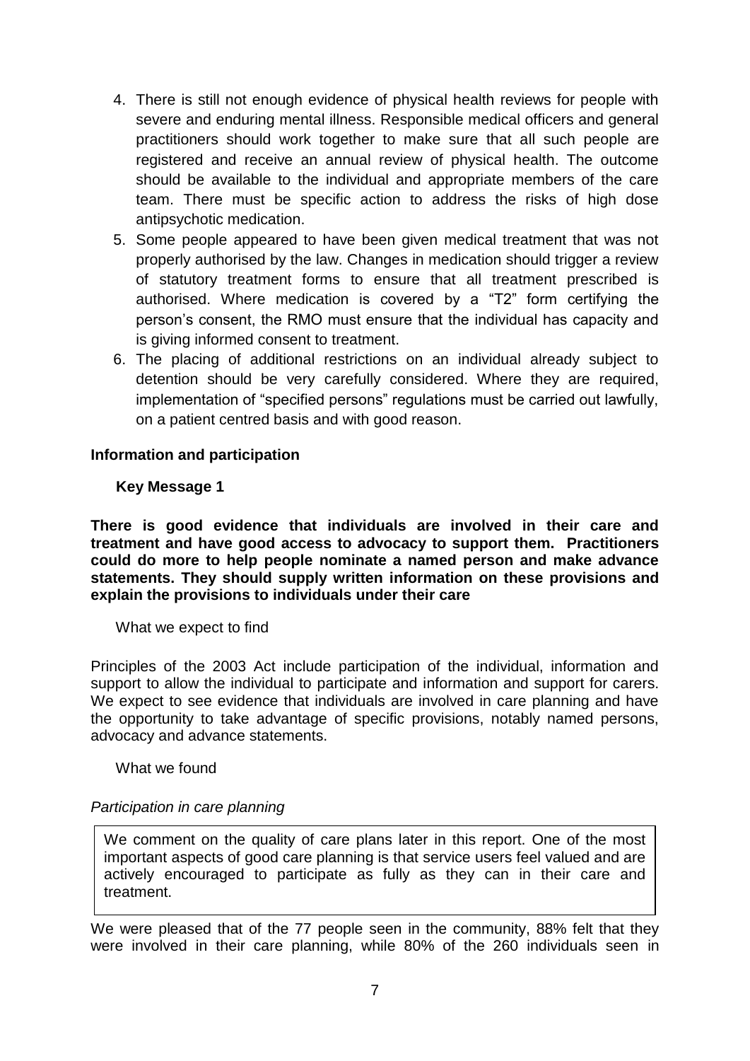4. There is still not enough evidence of physical health reviews for people with severe and enduring mental illness. Responsible medical officers and general practitioners should work together to make sure that all such people are registered and receive an annual review of physical health. The outcome should be available to the individual and appropriate members of the care team. There must be specific action to address the risks of high dose antipsychotic medication.
5. Some people appeared to have been given medical treatment that was not properly authorised by the law. Changes in medication should trigger a review of statutory treatment forms to ensure that all treatment prescribed is authorised. Where medication is covered by a "T2" form certifying the person's consent, the RMO must ensure that the individual has capacity and is giving informed consent to treatment.
6. The placing of additional restrictions on an individual already subject to detention should be very carefully considered. Where they are required, implementation of "specified persons" regulations must be carried out lawfully, on a patient centred basis and with good reason.

## Information and participation

### Key Message 1

**There is good evidence that individuals are involved in their care and treatment and have good access to advocacy to support them. Practitioners could do more to help people nominate a named person and make advance statements. They should supply written information on these provisions and explain the provisions to individuals under their care**

What we expect to find

Principles of the 2003 Act include participation of the individual, information and support to allow the individual to participate and information and support for carers. We expect to see evidence that individuals are involved in care planning and have the opportunity to take advantage of specific provisions, notably named persons, advocacy and advance statements.

What we found

*Participation in care planning*

We comment on the quality of care plans later in this report. One of the most important aspects of good care planning is that service users feel valued and are actively encouraged to participate as fully as they can in their care and treatment.

We were pleased that of the 77 people seen in the community, 88% felt that they were involved in their care planning, while 80% of the 260 individuals seen in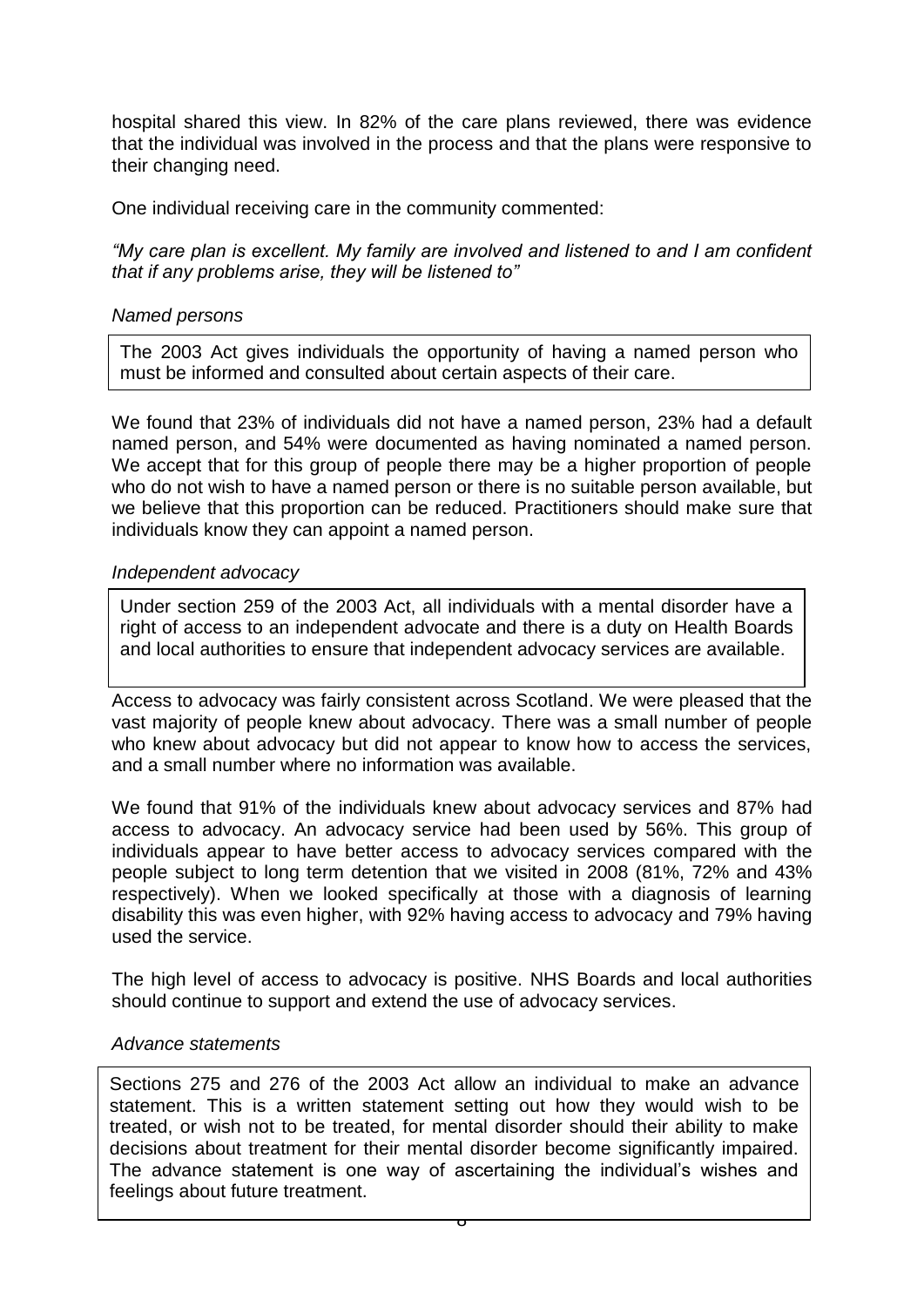hospital shared this view. In 82% of the care plans reviewed, there was evidence that the individual was involved in the process and that the plans were responsive to their changing need.

One individual receiving care in the community commented:

*"My care plan is excellent. My family are involved and listened to and I am confident that if any problems arise, they will be listened to"*

*Named persons*

> The 2003 Act gives individuals the opportunity of having a named person who must be informed and consulted about certain aspects of their care.

We found that 23% of individuals did not have a named person, 23% had a default named person, and 54% were documented as having nominated a named person. We accept that for this group of people there may be a higher proportion of people who do not wish to have a named person or there is no suitable person available, but we believe that this proportion can be reduced. Practitioners should make sure that individuals know they can appoint a named person.

*Independent advocacy*

> Under section 259 of the 2003 Act, all individuals with a mental disorder have a right of access to an independent advocate and there is a duty on Health Boards and local authorities to ensure that independent advocacy services are available.

Access to advocacy was fairly consistent across Scotland. We were pleased that the vast majority of people knew about advocacy. There was a small number of people who knew about advocacy but did not appear to know how to access the services, and a small number where no information was available.

We found that 91% of the individuals knew about advocacy services and 87% had access to advocacy. An advocacy service had been used by 56%. This group of individuals appear to have better access to advocacy services compared with the people subject to long term detention that we visited in 2008 (81%, 72% and 43% respectively). When we looked specifically at those with a diagnosis of learning disability this was even higher, with 92% having access to advocacy and 79% having used the service.

The high level of access to advocacy is positive. NHS Boards and local authorities should continue to support and extend the use of advocacy services.

*Advance statements*

> Sections 275 and 276 of the 2003 Act allow an individual to make an advance statement. This is a written statement setting out how they would wish to be treated, or wish not to be treated, for mental disorder should their ability to make decisions about treatment for their mental disorder become significantly impaired. The advance statement is one way of ascertaining the individual's wishes and feelings about future treatment.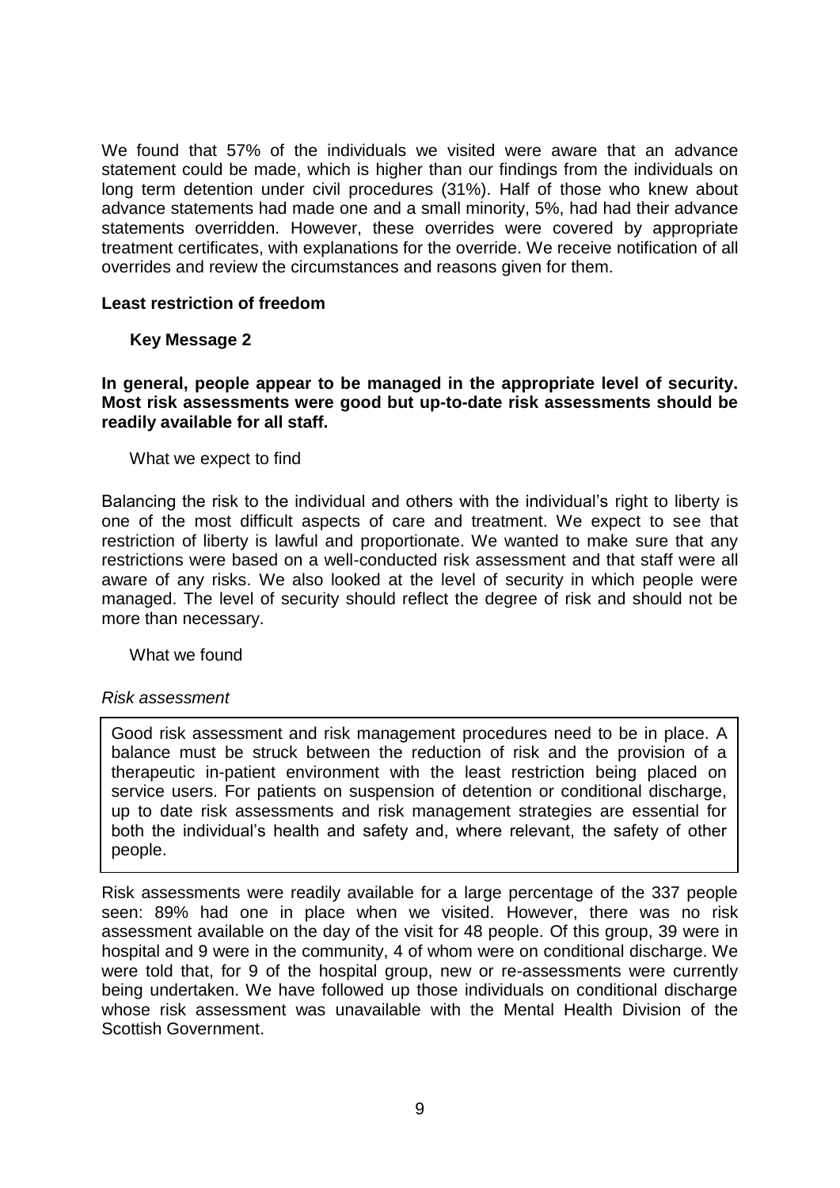We found that 57% of the individuals we visited were aware that an advance statement could be made, which is higher than our findings from the individuals on long term detention under civil procedures (31%). Half of those who knew about advance statements had made one and a small minority, 5%, had had their advance statements overridden. However, these overrides were covered by appropriate treatment certificates, with explanations for the override. We receive notification of all overrides and review the circumstances and reasons given for them.

### Least restriction of freedom

#### Key Message 2

**In general, people appear to be managed in the appropriate level of security. Most risk assessments were good but up-to-date risk assessments should be readily available for all staff.**

What we expect to find

Balancing the risk to the individual and others with the individual's right to liberty is one of the most difficult aspects of care and treatment. We expect to see that restriction of liberty is lawful and proportionate. We wanted to make sure that any restrictions were based on a well-conducted risk assessment and that staff were all aware of any risks. We also looked at the level of security in which people were managed. The level of security should reflect the degree of risk and should not be more than necessary.

What we found

*Risk assessment*

> Good risk assessment and risk management procedures need to be in place. A balance must be struck between the reduction of risk and the provision of a therapeutic in-patient environment with the least restriction being placed on service users. For patients on suspension of detention or conditional discharge, up to date risk assessments and risk management strategies are essential for both the individual's health and safety and, where relevant, the safety of other people.

Risk assessments were readily available for a large percentage of the 337 people seen: 89% had one in place when we visited. However, there was no risk assessment available on the day of the visit for 48 people. Of this group, 39 were in hospital and 9 were in the community, 4 of whom were on conditional discharge. We were told that, for 9 of the hospital group, new or re-assessments were currently being undertaken. We have followed up those individuals on conditional discharge whose risk assessment was unavailable with the Mental Health Division of the Scottish Government.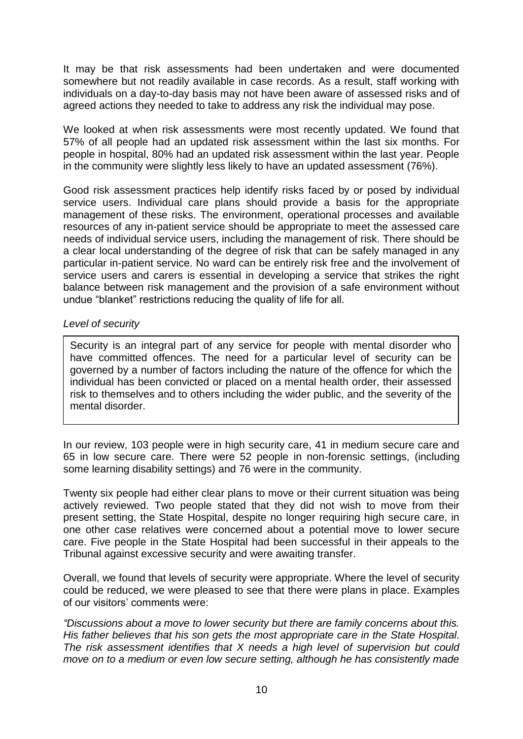It may be that risk assessments had been undertaken and were documented somewhere but not readily available in case records. As a result, staff working with individuals on a day-to-day basis may not have been aware of assessed risks and of agreed actions they needed to take to address any risk the individual may pose.

We looked at when risk assessments were most recently updated. We found that 57% of all people had an updated risk assessment within the last six months. For people in hospital, 80% had an updated risk assessment within the last year. People in the community were slightly less likely to have an updated assessment (76%).

Good risk assessment practices help identify risks faced by or posed by individual service users. Individual care plans should provide a basis for the appropriate management of these risks. The environment, operational processes and available resources of any in-patient service should be appropriate to meet the assessed care needs of individual service users, including the management of risk. There should be a clear local understanding of the degree of risk that can be safely managed in any particular in-patient service. No ward can be entirely risk free and the involvement of service users and carers is essential in developing a service that strikes the right balance between risk management and the provision of a safe environment without undue "blanket" restrictions reducing the quality of life for all.

*Level of security*

> Security is an integral part of any service for people with mental disorder who have committed offences. The need for a particular level of security can be governed by a number of factors including the nature of the offence for which the individual has been convicted or placed on a mental health order, their assessed risk to themselves and to others including the wider public, and the severity of the mental disorder.

In our review, 103 people were in high security care, 41 in medium secure care and 65 in low secure care. There were 52 people in non-forensic settings, (including some learning disability settings) and 76 were in the community.

Twenty six people had either clear plans to move or their current situation was being actively reviewed. Two people stated that they did not wish to move from their present setting, the State Hospital, despite no longer requiring high secure care, in one other case relatives were concerned about a potential move to lower secure care. Five people in the State Hospital had been successful in their appeals to the Tribunal against excessive security and were awaiting transfer.

Overall, we found that levels of security were appropriate. Where the level of security could be reduced, we were pleased to see that there were plans in place. Examples of our visitors' comments were:

*"Discussions about a move to lower security but there are family concerns about this. His father believes that his son gets the most appropriate care in the State Hospital. The risk assessment identifies that X needs a high level of supervision but could move on to a medium or even low secure setting, although he has consistently made*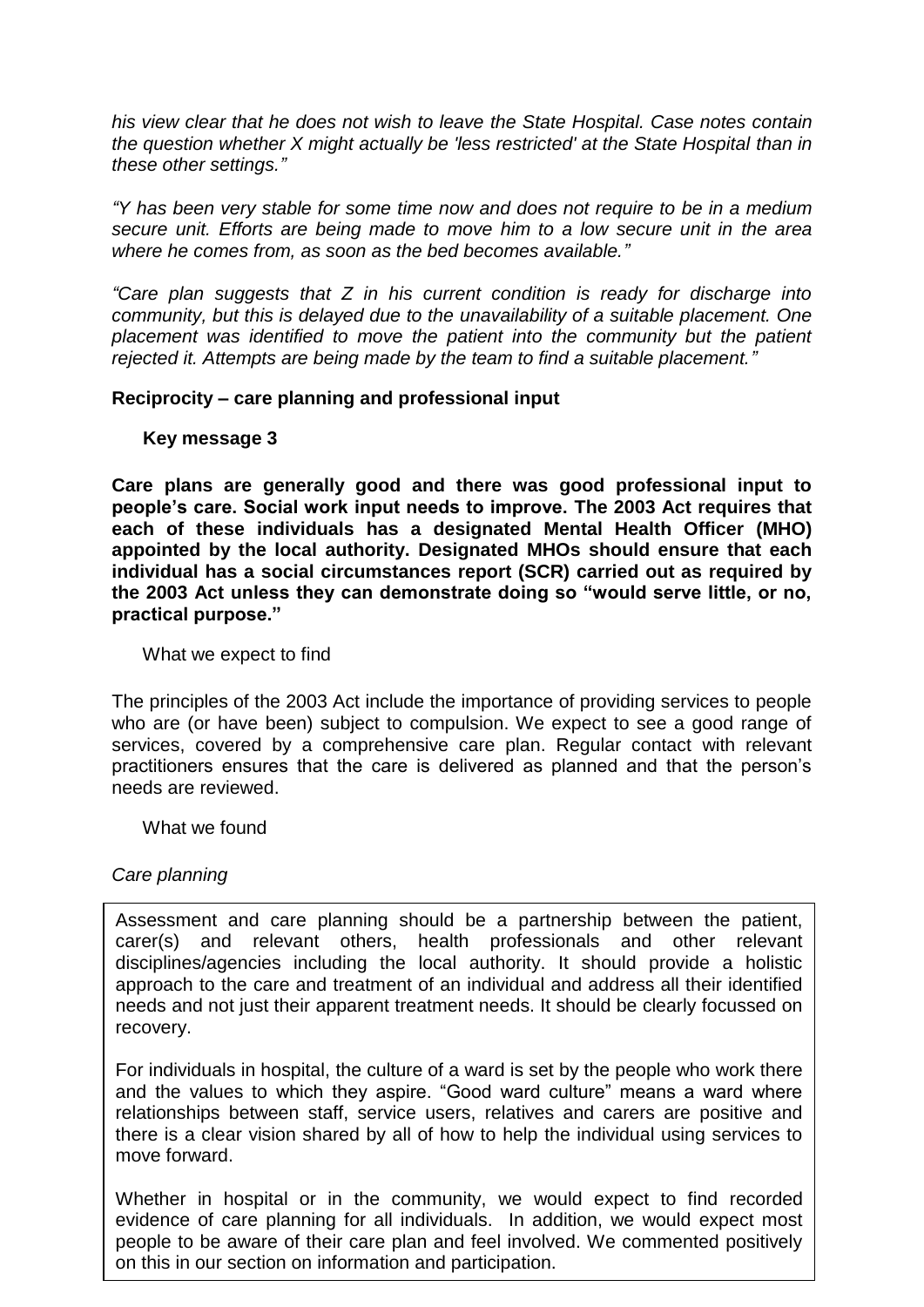*his view clear that he does not wish to leave the State Hospital. Case notes contain the question whether X might actually be 'less restricted' at the State Hospital than in these other settings."*

*"Y has been very stable for some time now and does not require to be in a medium secure unit. Efforts are being made to move him to a low secure unit in the area where he comes from, as soon as the bed becomes available."*

*"Care plan suggests that Z in his current condition is ready for discharge into community, but this is delayed due to the unavailability of a suitable placement. One placement was identified to move the patient into the community but the patient rejected it. Attempts are being made by the team to find a suitable placement."*

### Reciprocity – care planning and professional input

**Key message 3**

**Care plans are generally good and there was good professional input to people's care. Social work input needs to improve. The 2003 Act requires that each of these individuals has a designated Mental Health Officer (MHO) appointed by the local authority. Designated MHOs should ensure that each individual has a social circumstances report (SCR) carried out as required by the 2003 Act unless they can demonstrate doing so "would serve little, or no, practical purpose."**

What we expect to find

The principles of the 2003 Act include the importance of providing services to people who are (or have been) subject to compulsion. We expect to see a good range of services, covered by a comprehensive care plan. Regular contact with relevant practitioners ensures that the care is delivered as planned and that the person's needs are reviewed.

What we found

*Care planning*

Assessment and care planning should be a partnership between the patient, carer(s) and relevant others, health professionals and other relevant disciplines/agencies including the local authority. It should provide a holistic approach to the care and treatment of an individual and address all their identified needs and not just their apparent treatment needs. It should be clearly focussed on recovery.

For individuals in hospital, the culture of a ward is set by the people who work there and the values to which they aspire. "Good ward culture" means a ward where relationships between staff, service users, relatives and carers are positive and there is a clear vision shared by all of how to help the individual using services to move forward.

Whether in hospital or in the community, we would expect to find recorded evidence of care planning for all individuals. In addition, we would expect most people to be aware of their care plan and feel involved. We commented positively on this in our section on information and participation.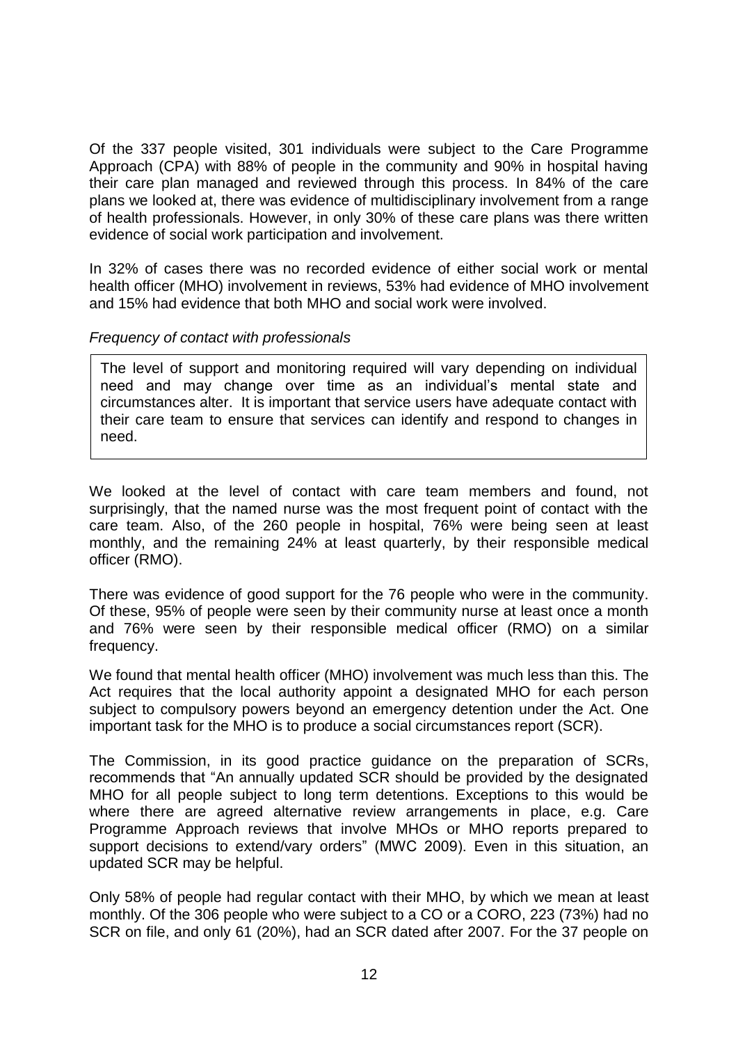Of the 337 people visited, 301 individuals were subject to the Care Programme Approach (CPA) with 88% of people in the community and 90% in hospital having their care plan managed and reviewed through this process. In 84% of the care plans we looked at, there was evidence of multidisciplinary involvement from a range of health professionals. However, in only 30% of these care plans was there written evidence of social work participation and involvement.

In 32% of cases there was no recorded evidence of either social work or mental health officer (MHO) involvement in reviews, 53% had evidence of MHO involvement and 15% had evidence that both MHO and social work were involved.

*Frequency of contact with professionals*

> The level of support and monitoring required will vary depending on individual need and may change over time as an individual's mental state and circumstances alter. It is important that service users have adequate contact with their care team to ensure that services can identify and respond to changes in need.

We looked at the level of contact with care team members and found, not surprisingly, that the named nurse was the most frequent point of contact with the care team. Also, of the 260 people in hospital, 76% were being seen at least monthly, and the remaining 24% at least quarterly, by their responsible medical officer (RMO).

There was evidence of good support for the 76 people who were in the community. Of these, 95% of people were seen by their community nurse at least once a month and 76% were seen by their responsible medical officer (RMO) on a similar frequency.

We found that mental health officer (MHO) involvement was much less than this. The Act requires that the local authority appoint a designated MHO for each person subject to compulsory powers beyond an emergency detention under the Act. One important task for the MHO is to produce a social circumstances report (SCR).

The Commission, in its good practice guidance on the preparation of SCRs, recommends that "An annually updated SCR should be provided by the designated MHO for all people subject to long term detentions. Exceptions to this would be where there are agreed alternative review arrangements in place, e.g. Care Programme Approach reviews that involve MHOs or MHO reports prepared to support decisions to extend/vary orders" (MWC 2009). Even in this situation, an updated SCR may be helpful.

Only 58% of people had regular contact with their MHO, by which we mean at least monthly. Of the 306 people who were subject to a CO or a CORO, 223 (73%) had no SCR on file, and only 61 (20%), had an SCR dated after 2007. For the 37 people on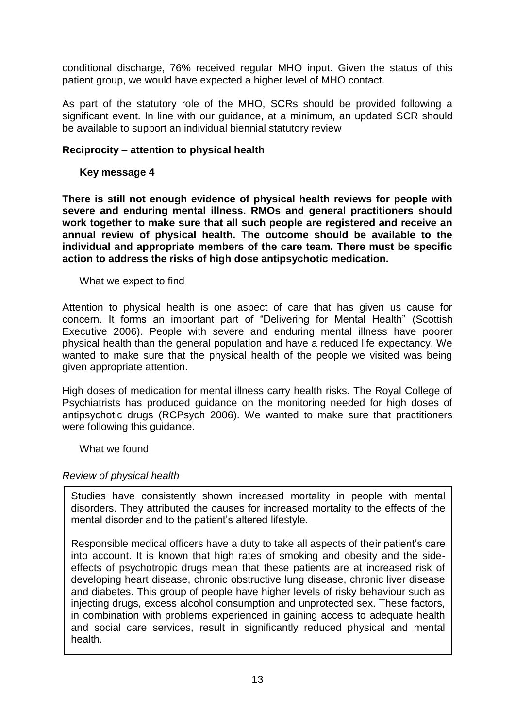conditional discharge, 76% received regular MHO input. Given the status of this patient group, we would have expected a higher level of MHO contact.

As part of the statutory role of the MHO, SCRs should be provided following a significant event. In line with our guidance, at a minimum, an updated SCR should be available to support an individual biennial statutory review

### Reciprocity – attention to physical health

#### Key message 4

**There is still not enough evidence of physical health reviews for people with severe and enduring mental illness. RMOs and general practitioners should work together to make sure that all such people are registered and receive an annual review of physical health. The outcome should be available to the individual and appropriate members of the care team. There must be specific action to address the risks of high dose antipsychotic medication.**

What we expect to find

Attention to physical health is one aspect of care that has given us cause for concern. It forms an important part of "Delivering for Mental Health" (Scottish Executive 2006). People with severe and enduring mental illness have poorer physical health than the general population and have a reduced life expectancy. We wanted to make sure that the physical health of the people we visited was being given appropriate attention.

High doses of medication for mental illness carry health risks. The Royal College of Psychiatrists has produced guidance on the monitoring needed for high doses of antipsychotic drugs (RCPsych 2006). We wanted to make sure that practitioners were following this guidance.

What we found

*Review of physical health*

Studies have consistently shown increased mortality in people with mental disorders. They attributed the causes for increased mortality to the effects of the mental disorder and to the patient's altered lifestyle.

Responsible medical officers have a duty to take all aspects of their patient's care into account. It is known that high rates of smoking and obesity and the side-effects of psychotropic drugs mean that these patients are at increased risk of developing heart disease, chronic obstructive lung disease, chronic liver disease and diabetes. This group of people have higher levels of risky behaviour such as injecting drugs, excess alcohol consumption and unprotected sex. These factors, in combination with problems experienced in gaining access to adequate health and social care services, result in significantly reduced physical and mental health.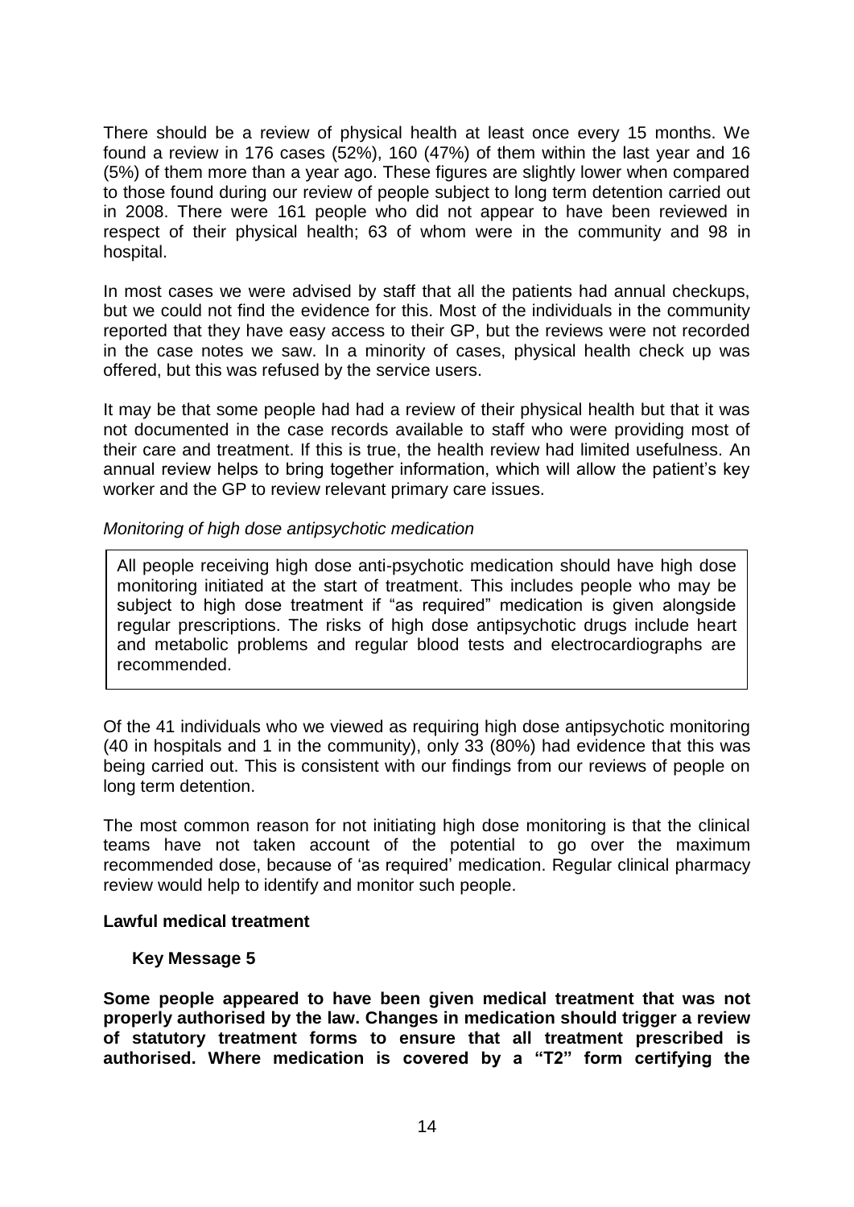There should be a review of physical health at least once every 15 months. We found a review in 176 cases (52%), 160 (47%) of them within the last year and 16 (5%) of them more than a year ago. These figures are slightly lower when compared to those found during our review of people subject to long term detention carried out in 2008. There were 161 people who did not appear to have been reviewed in respect of their physical health; 63 of whom were in the community and 98 in hospital.

In most cases we were advised by staff that all the patients had annual checkups, but we could not find the evidence for this. Most of the individuals in the community reported that they have easy access to their GP, but the reviews were not recorded in the case notes we saw. In a minority of cases, physical health check up was offered, but this was refused by the service users.

It may be that some people had had a review of their physical health but that it was not documented in the case records available to staff who were providing most of their care and treatment. If this is true, the health review had limited usefulness. An annual review helps to bring together information, which will allow the patient's key worker and the GP to review relevant primary care issues.

*Monitoring of high dose antipsychotic medication*

> All people receiving high dose anti-psychotic medication should have high dose monitoring initiated at the start of treatment. This includes people who may be subject to high dose treatment if "as required" medication is given alongside regular prescriptions. The risks of high dose antipsychotic drugs include heart and metabolic problems and regular blood tests and electrocardiographs are recommended.

Of the 41 individuals who we viewed as requiring high dose antipsychotic monitoring (40 in hospitals and 1 in the community), only 33 (80%) had evidence that this was being carried out. This is consistent with our findings from our reviews of people on long term detention.

The most common reason for not initiating high dose monitoring is that the clinical teams have not taken account of the potential to go over the maximum recommended dose, because of 'as required' medication. Regular clinical pharmacy review would help to identify and monitor such people.

**Lawful medical treatment**

**Key Message 5**

**Some people appeared to have been given medical treatment that was not properly authorised by the law. Changes in medication should trigger a review of statutory treatment forms to ensure that all treatment prescribed is authorised. Where medication is covered by a "T2" form certifying the**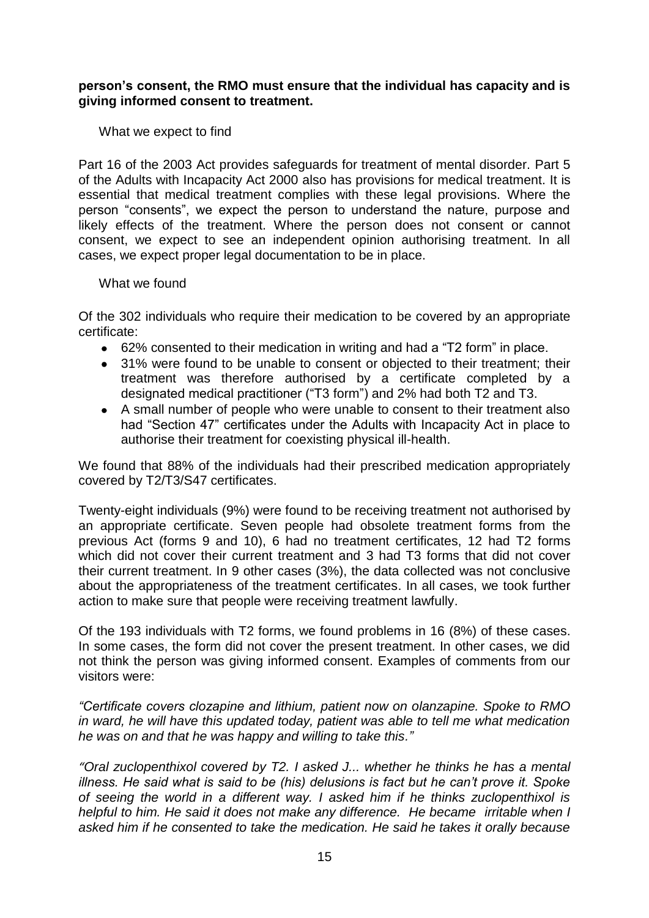**person's consent, the RMO must ensure that the individual has capacity and is giving informed consent to treatment.**

What we expect to find

Part 16 of the 2003 Act provides safeguards for treatment of mental disorder. Part 5 of the Adults with Incapacity Act 2000 also has provisions for medical treatment. It is essential that medical treatment complies with these legal provisions. Where the person "consents", we expect the person to understand the nature, purpose and likely effects of the treatment. Where the person does not consent or cannot consent, we expect to see an independent opinion authorising treatment. In all cases, we expect proper legal documentation to be in place.

What we found

Of the 302 individuals who require their medication to be covered by an appropriate certificate:

- 62% consented to their medication in writing and had a "T2 form" in place.
- 31% were found to be unable to consent or objected to their treatment; their treatment was therefore authorised by a certificate completed by a designated medical practitioner ("T3 form") and 2% had both T2 and T3.
- A small number of people who were unable to consent to their treatment also had "Section 47" certificates under the Adults with Incapacity Act in place to authorise their treatment for coexisting physical ill-health.

We found that 88% of the individuals had their prescribed medication appropriately covered by T2/T3/S47 certificates.

Twenty-eight individuals (9%) were found to be receiving treatment not authorised by an appropriate certificate. Seven people had obsolete treatment forms from the previous Act (forms 9 and 10), 6 had no treatment certificates, 12 had T2 forms which did not cover their current treatment and 3 had T3 forms that did not cover their current treatment. In 9 other cases (3%), the data collected was not conclusive about the appropriateness of the treatment certificates. In all cases, we took further action to make sure that people were receiving treatment lawfully.

Of the 193 individuals with T2 forms, we found problems in 16 (8%) of these cases. In some cases, the form did not cover the present treatment. In other cases, we did not think the person was giving informed consent. Examples of comments from our visitors were:

*"Certificate covers clozapine and lithium, patient now on olanzapine. Spoke to RMO in ward, he will have this updated today, patient was able to tell me what medication he was on and that he was happy and willing to take this."*

*"Oral zuclopenthixol covered by T2. I asked J... whether he thinks he has a mental illness. He said what is said to be (his) delusions is fact but he can't prove it. Spoke of seeing the world in a different way. I asked him if he thinks zuclopenthixol is helpful to him. He said it does not make any difference. He became irritable when I asked him if he consented to take the medication. He said he takes it orally because*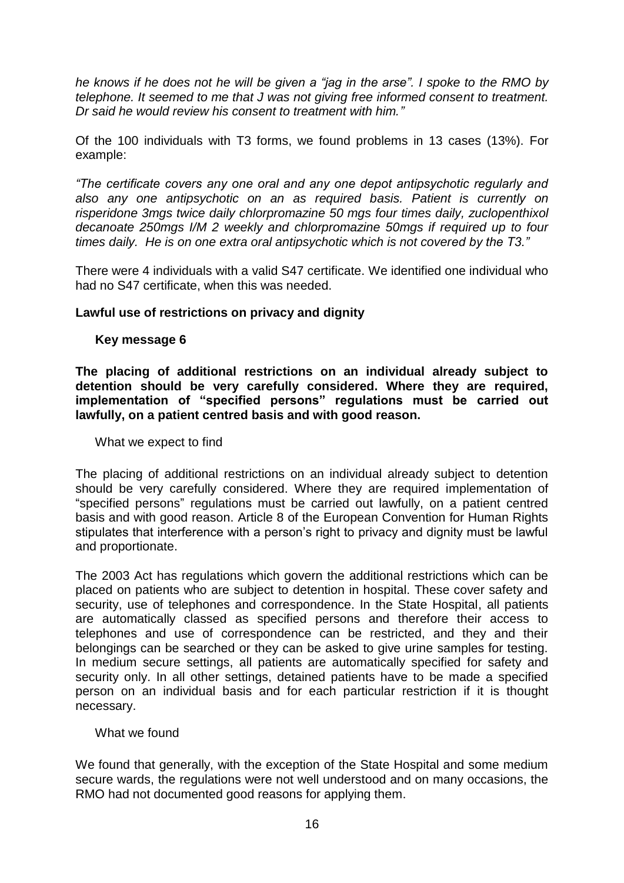*he knows if he does not he will be given a "jag in the arse". I spoke to the RMO by telephone. It seemed to me that J was not giving free informed consent to treatment. Dr said he would review his consent to treatment with him."*

Of the 100 individuals with T3 forms, we found problems in 13 cases (13%). For example:

*"The certificate covers any one oral and any one depot antipsychotic regularly and also any one antipsychotic on an as required basis. Patient is currently on risperidone 3mgs twice daily chlorpromazine 50 mgs four times daily, zuclopenthixol decanoate 250mgs I/M 2 weekly and chlorpromazine 50mgs if required up to four times daily. He is on one extra oral antipsychotic which is not covered by the T3."*

There were 4 individuals with a valid S47 certificate. We identified one individual who had no S47 certificate, when this was needed.

**Lawful use of restrictions on privacy and dignity**

**Key message 6**

**The placing of additional restrictions on an individual already subject to detention should be very carefully considered. Where they are required, implementation of "specified persons" regulations must be carried out lawfully, on a patient centred basis and with good reason.**

What we expect to find

The placing of additional restrictions on an individual already subject to detention should be very carefully considered. Where they are required implementation of "specified persons" regulations must be carried out lawfully, on a patient centred basis and with good reason. Article 8 of the European Convention for Human Rights stipulates that interference with a person's right to privacy and dignity must be lawful and proportionate.

The 2003 Act has regulations which govern the additional restrictions which can be placed on patients who are subject to detention in hospital. These cover safety and security, use of telephones and correspondence. In the State Hospital, all patients are automatically classed as specified persons and therefore their access to telephones and use of correspondence can be restricted, and they and their belongings can be searched or they can be asked to give urine samples for testing. In medium secure settings, all patients are automatically specified for safety and security only. In all other settings, detained patients have to be made a specified person on an individual basis and for each particular restriction if it is thought necessary.

What we found

We found that generally, with the exception of the State Hospital and some medium secure wards, the regulations were not well understood and on many occasions, the RMO had not documented good reasons for applying them.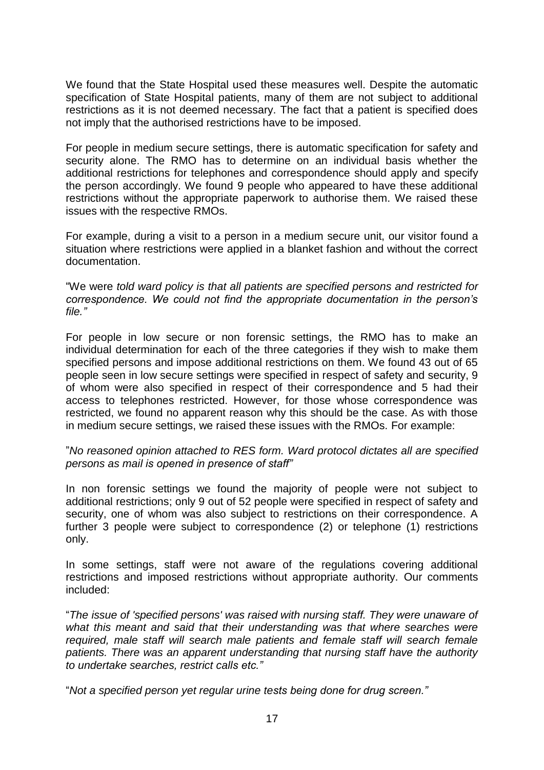We found that the State Hospital used these measures well. Despite the automatic specification of State Hospital patients, many of them are not subject to additional restrictions as it is not deemed necessary. The fact that a patient is specified does not imply that the authorised restrictions have to be imposed.

For people in medium secure settings, there is automatic specification for safety and security alone. The RMO has to determine on an individual basis whether the additional restrictions for telephones and correspondence should apply and specify the person accordingly. We found 9 people who appeared to have these additional restrictions without the appropriate paperwork to authorise them. We raised these issues with the respective RMOs.

For example, during a visit to a person in a medium secure unit, our visitor found a situation where restrictions were applied in a blanket fashion and without the correct documentation.

"We were *told ward policy is that all patients are specified persons and restricted for correspondence. We could not find the appropriate documentation in the person's file."*

For people in low secure or non forensic settings, the RMO has to make an individual determination for each of the three categories if they wish to make them specified persons and impose additional restrictions on them. We found 43 out of 65 people seen in low secure settings were specified in respect of safety and security, 9 of whom were also specified in respect of their correspondence and 5 had their access to telephones restricted. However, for those whose correspondence was restricted, we found no apparent reason why this should be the case. As with those in medium secure settings, we raised these issues with the RMOs. For example:

"*No reasoned opinion attached to RES form. Ward protocol dictates all are specified persons as mail is opened in presence of staff"*

In non forensic settings we found the majority of people were not subject to additional restrictions; only 9 out of 52 people were specified in respect of safety and security, one of whom was also subject to restrictions on their correspondence. A further 3 people were subject to correspondence (2) or telephone (1) restrictions only.

In some settings, staff were not aware of the regulations covering additional restrictions and imposed restrictions without appropriate authority. Our comments included:

"*The issue of 'specified persons' was raised with nursing staff. They were unaware of what this meant and said that their understanding was that where searches were required, male staff will search male patients and female staff will search female patients. There was an apparent understanding that nursing staff have the authority to undertake searches, restrict calls etc."*

"*Not a specified person yet regular urine tests being done for drug screen."*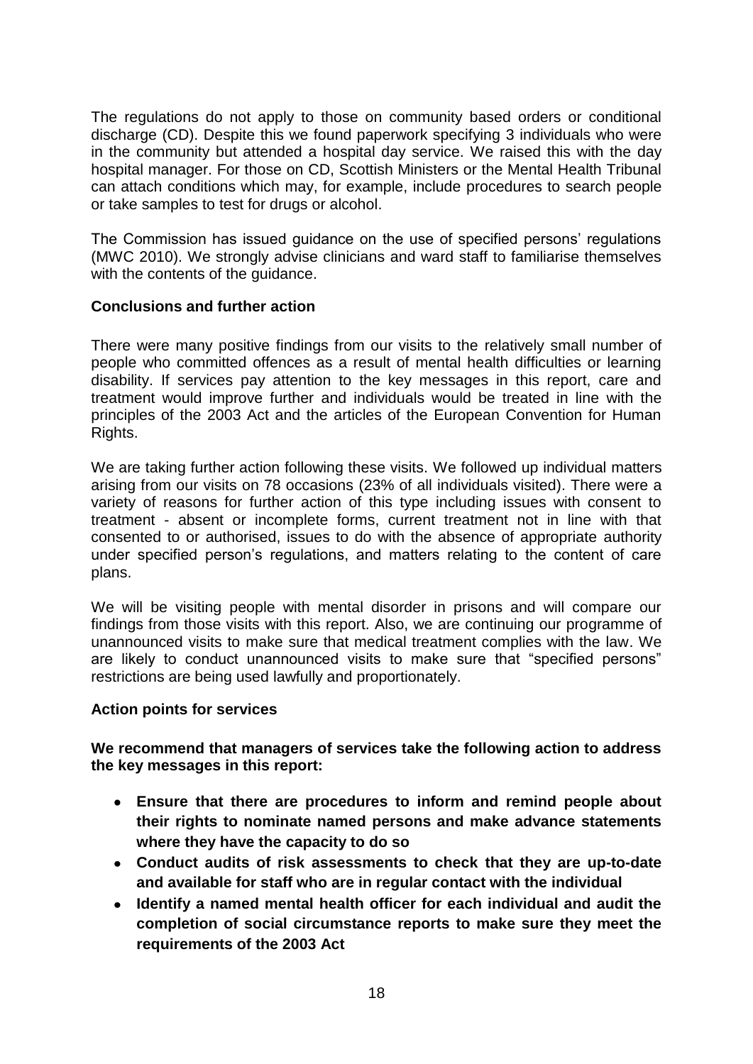The regulations do not apply to those on community based orders or conditional discharge (CD). Despite this we found paperwork specifying 3 individuals who were in the community but attended a hospital day service. We raised this with the day hospital manager. For those on CD, Scottish Ministers or the Mental Health Tribunal can attach conditions which may, for example, include procedures to search people or take samples to test for drugs or alcohol.

The Commission has issued guidance on the use of specified persons' regulations (MWC 2010). We strongly advise clinicians and ward staff to familiarise themselves with the contents of the guidance.

**Conclusions and further action**

There were many positive findings from our visits to the relatively small number of people who committed offences as a result of mental health difficulties or learning disability. If services pay attention to the key messages in this report, care and treatment would improve further and individuals would be treated in line with the principles of the 2003 Act and the articles of the European Convention for Human Rights.

We are taking further action following these visits. We followed up individual matters arising from our visits on 78 occasions (23% of all individuals visited). There were a variety of reasons for further action of this type including issues with consent to treatment - absent or incomplete forms, current treatment not in line with that consented to or authorised, issues to do with the absence of appropriate authority under specified person's regulations, and matters relating to the content of care plans.

We will be visiting people with mental disorder in prisons and will compare our findings from those visits with this report. Also, we are continuing our programme of unannounced visits to make sure that medical treatment complies with the law. We are likely to conduct unannounced visits to make sure that "specified persons" restrictions are being used lawfully and proportionately.

**Action points for services**

**We recommend that managers of services take the following action to address the key messages in this report:**

- **Ensure that there are procedures to inform and remind people about their rights to nominate named persons and make advance statements where they have the capacity to do so**
- **Conduct audits of risk assessments to check that they are up-to-date and available for staff who are in regular contact with the individual**
- **Identify a named mental health officer for each individual and audit the completion of social circumstance reports to make sure they meet the requirements of the 2003 Act**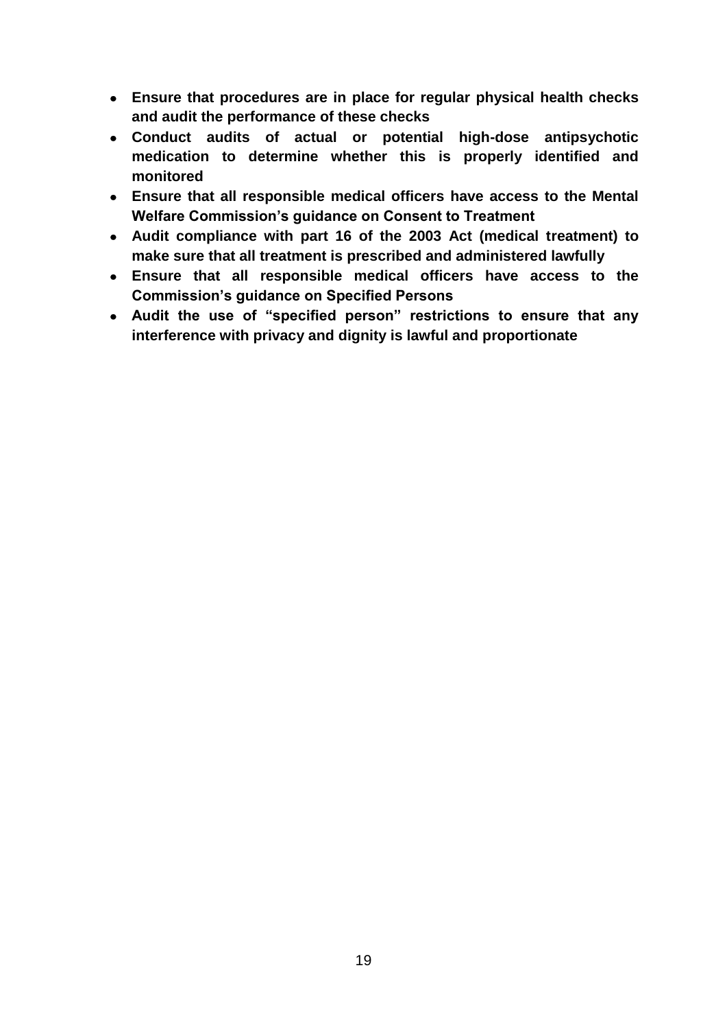- **Ensure that procedures are in place for regular physical health checks and audit the performance of these checks**
- **Conduct audits of actual or potential high-dose antipsychotic medication to determine whether this is properly identified and monitored**
- **Ensure that all responsible medical officers have access to the Mental Welfare Commission's guidance on Consent to Treatment**
- **Audit compliance with part 16 of the 2003 Act (medical treatment) to make sure that all treatment is prescribed and administered lawfully**
- **Ensure that all responsible medical officers have access to the Commission's guidance on Specified Persons**
- **Audit the use of "specified person" restrictions to ensure that any interference with privacy and dignity is lawful and proportionate**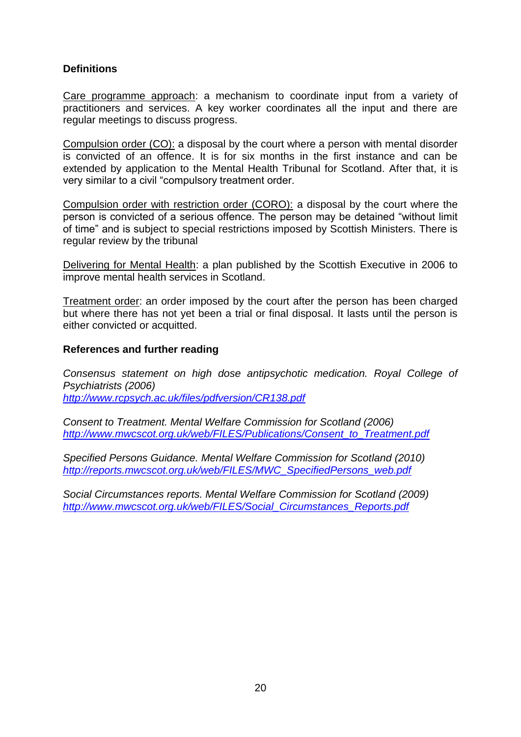**Definitions**

Care programme approach: a mechanism to coordinate input from a variety of practitioners and services. A key worker coordinates all the input and there are regular meetings to discuss progress.

Compulsion order (CO): a disposal by the court where a person with mental disorder is convicted of an offence. It is for six months in the first instance and can be extended by application to the Mental Health Tribunal for Scotland. After that, it is very similar to a civil "compulsory treatment order.

Compulsion order with restriction order (CORO): a disposal by the court where the person is convicted of a serious offence. The person may be detained "without limit of time" and is subject to special restrictions imposed by Scottish Ministers. There is regular review by the tribunal

Delivering for Mental Health: a plan published by the Scottish Executive in 2006 to improve mental health services in Scotland.

Treatment order: an order imposed by the court after the person has been charged but where there has not yet been a trial or final disposal. It lasts until the person is either convicted or acquitted.

**References and further reading**

*Consensus statement on high dose antipsychotic medication. Royal College of Psychiatrists (2006)*
*http://www.rcpsych.ac.uk/files/pdfversion/CR138.pdf*

*Consent to Treatment. Mental Welfare Commission for Scotland (2006)*
*http://www.mwcscot.org.uk/web/FILES/Publications/Consent_to_Treatment.pdf*

*Specified Persons Guidance. Mental Welfare Commission for Scotland (2010)*
*http://reports.mwcscot.org.uk/web/FILES/MWC_SpecifiedPersons_web.pdf*

*Social Circumstances reports. Mental Welfare Commission for Scotland (2009)*
*http://www.mwcscot.org.uk/web/FILES/Social_Circumstances_Reports.pdf*